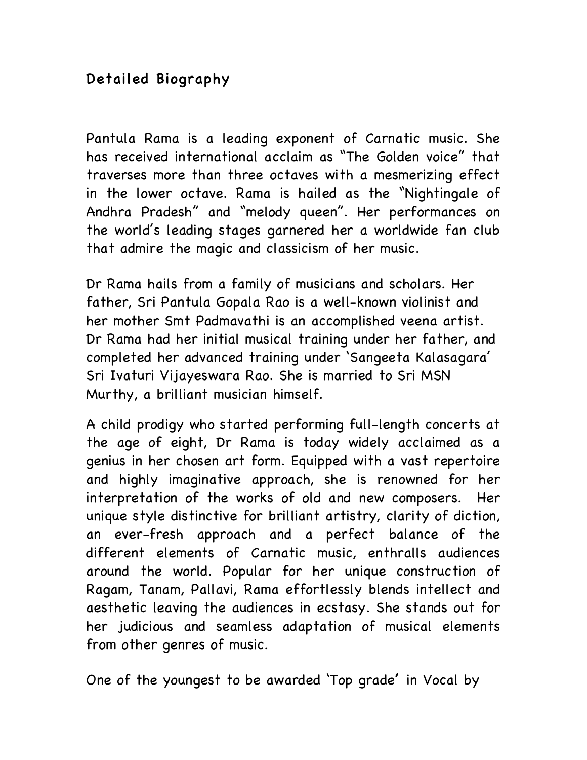## Detailed Biography

Pantula Rama is a leading exponent of Carnatic music. She has received international acclaim as "The Golden voice" that traverses more than three octaves with a mesmerizing effect in the lower octave. Rama is hailed as the "Nightingale of Andhra Pradesh" and "melody queen". Her performances on the world's leading stages garnered her a worldwide fan club that admire the magic and classicism of her music.

Dr Rama hails from a family of musicians and scholars. Her father, Sri Pantula Gopala Rao is a well-known violinist and her mother Smt Padmavathi is an accomplished veena artist. Dr Rama had her initial musical training under her father, and completed her advanced training under 'Sangeeta Kalasagara' Sri Ivaturi Vijayeswara Rao. She is married to Sri MSN Murthy, a brilliant musician himself.

A child prodigy who started performing full-length concerts at the age of eight, Dr Rama is today widely acclaimed as a genius in her chosen art form. Equipped with a vast repertoire and highly imaginative approach, she is renowned for her interpretation of the works of old and new composers. Her unique style distinctive for brilliant artistry, clarity of diction, an ever-fresh approach and a perfect balance of the different elements of Carnatic music, enthralls audiences around the world. Popular for her unique construction of Ragam, Tanam, Pallavi, Rama effortlessly blends intellect and aesthetic leaving the audiences in ecstasy. She stands out for her judicious and seamless adaptation of musical elements from other genres of music.

One of the youngest to be awarded 'Top grade' in Vocal by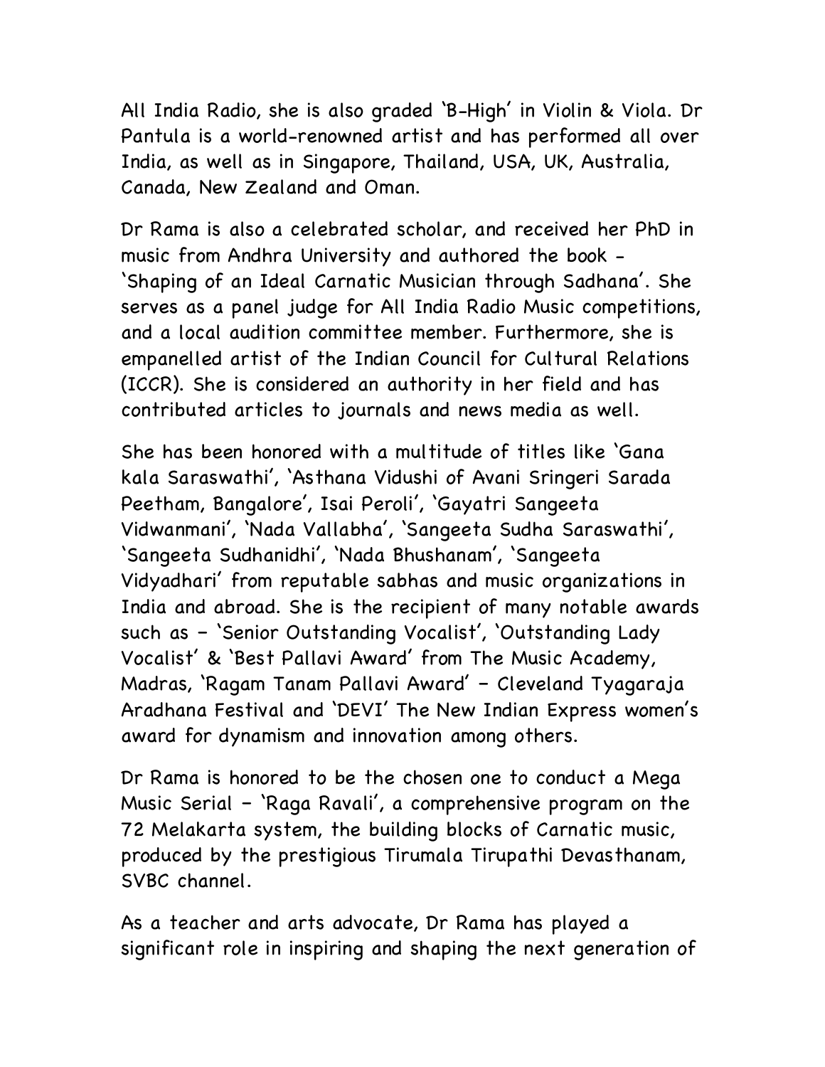All India Radio, she is also graded 'B-High' in Violin & Viola. Dr Pantula is a world-renowned artist and has performed all over India, as well as in Singapore, Thailand, USA, UK, Australia, Canada, New Zealand and Oman.

Dr Rama is also a celebrated scholar, and received her PhD in music from Andhra University and authored the book - 'Shaping of an Ideal Carnatic Musician through Sadhana'. She serves as a panel judge for All India Radio Music competitions, and a local audition committee member. Furthermore, she is empanelled artist of the Indian Council for Cultural Relations (ICCR). She is considered an authority in her field and has contributed articles to journals and news media as well.

She has been honored with a multitude of titles like 'Gana kala Saraswathi', 'Asthana Vidushi of Avani Sringeri Sarada Peetham, Bangalore', Isai Peroli', 'Gayatri Sangeeta Vidwanmani', 'Nada Vallabha', 'Sangeeta Sudha Saraswathi', 'Sangeeta Sudhanidhi', 'Nada Bhushanam', 'Sangeeta Vidyadhari' from reputable sabhas and music organizations in India and abroad. She is the recipient of many notable awards such as – 'Senior Outstanding Vocalist', 'Outstanding Lady Vocalist' & 'Best Pallavi Award' from The Music Academy, Madras, 'Ragam Tanam Pallavi Award' – Cleveland Tyagaraja Aradhana Festival and 'DEVI' The New Indian Express women's award for dynamism and innovation among others.

Dr Rama is honored to be the chosen one to conduct a Mega Music Serial – 'Raga Ravali', a comprehensive program on the 72 Melakarta system, the building blocks of Carnatic music, produced by the prestigious Tirumala Tirupathi Devasthanam, SVBC channel.

As a teacher and arts advocate, Dr Rama has played a significant role in inspiring and shaping the next generation of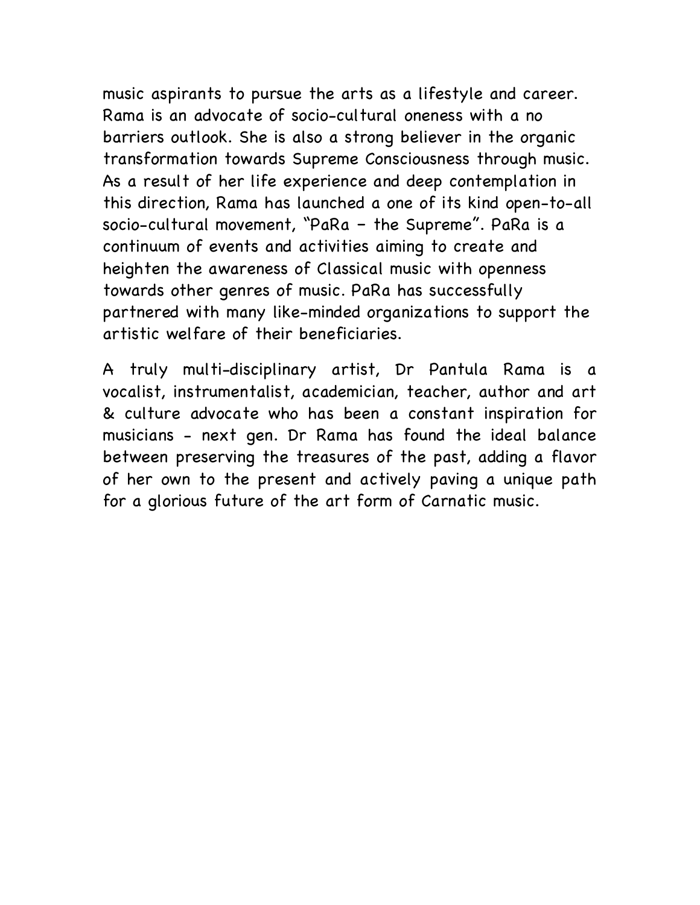music aspirants to pursue the arts as a lifestyle and career. Rama is an advocate of socio-cultural oneness with a no barriers outlook. She is also a strong believer in the organic transformation towards Supreme Consciousness through music. As a result of her life experience and deep contemplation in this direction, Rama has launched a one of its kind open-to-all socio-cultural movement, "PaRa – the Supreme". PaRa is a continuum of events and activities aiming to create and heighten the awareness of Classical music with openness towards other genres of music. PaRa has successfully partnered with many like-minded organizations to support the artistic welfare of their beneficiaries.

A truly multi-disciplinary artist, Dr Pantula Rama is a vocalist, instrumentalist, academician, teacher, author and art & culture advocate who has been a constant inspiration for musicians - next gen. Dr Rama has found the ideal balance between preserving the treasures of the past, adding a flavor of her own to the present and actively paving a unique path for a glorious future of the art form of Carnatic music.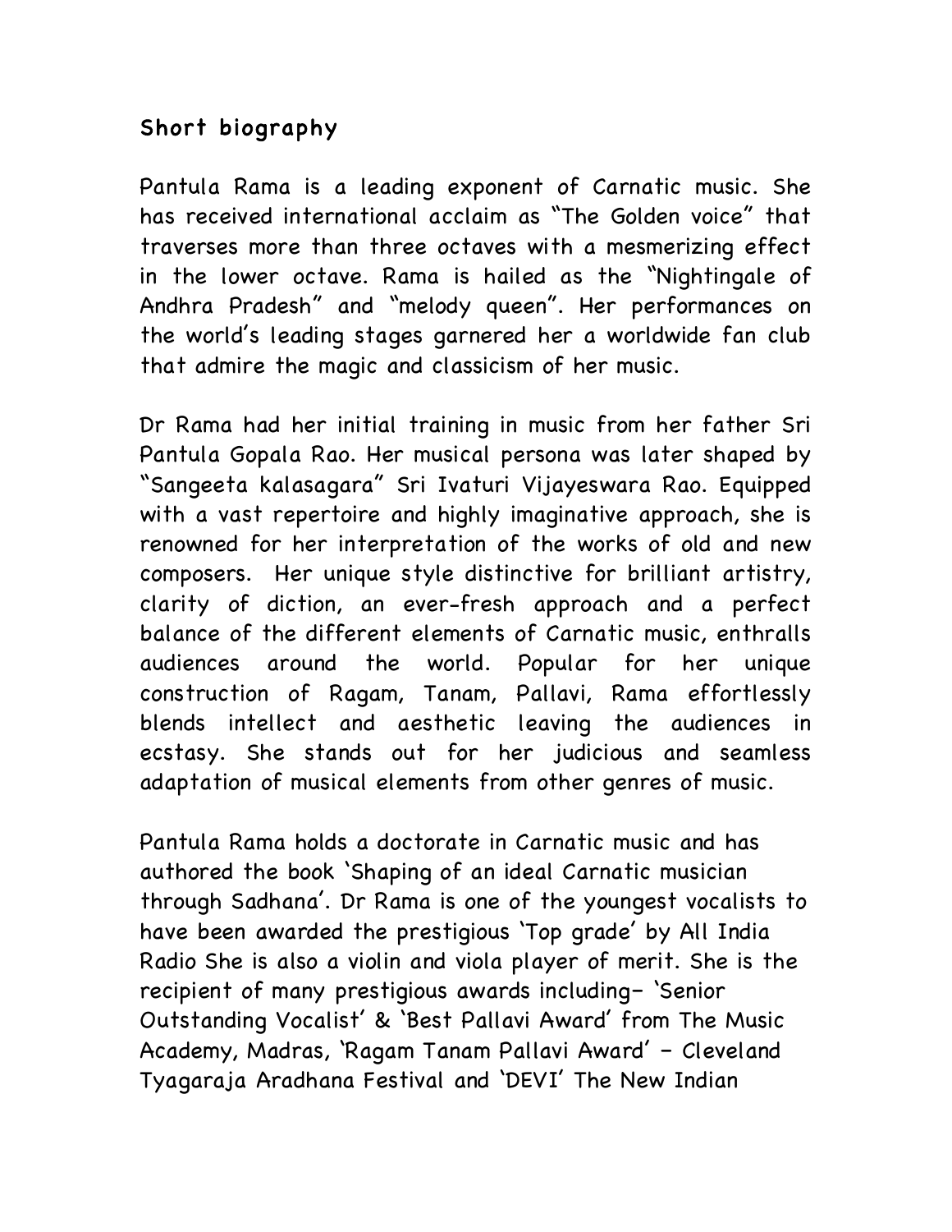## Short biography

Pantula Rama is a leading exponent of Carnatic music. She has received international acclaim as "The Golden voice" that traverses more than three octaves with a mesmerizing effect in the lower octave. Rama is hailed as the "Nightingale of Andhra Pradesh" and "melody queen". Her performances on the world's leading stages garnered her a worldwide fan club that admire the magic and classicism of her music.

Dr Rama had her initial training in music from her father Sri Pantula Gopala Rao. Her musical persona was later shaped by "Sangeeta kalasagara" Sri Ivaturi Vijayeswara Rao. Equipped with a vast repertoire and highly imaginative approach, she is renowned for her interpretation of the works of old and new composers. Her unique style distinctive for brilliant artistry, clarity of diction, an ever-fresh approach and a perfect balance of the different elements of Carnatic music, enthralls audiences around the world. Popular for her unique construction of Ragam, Tanam, Pallavi, Rama effortlessly blends intellect and aesthetic leaving the audiences in ecstasy. She stands out for her judicious and seamless adaptation of musical elements from other genres of music.

Pantula Rama holds a doctorate in Carnatic music and has authored the book 'Shaping of an ideal Carnatic musician through Sadhana'. Dr Rama is one of the youngest vocalists to have been awarded the prestigious 'Top grade' by All India Radio She is also a violin and viola player of merit. She is the recipient of many prestigious awards including– 'Senior Outstanding Vocalist' & 'Best Pallavi Award' from The Music Academy, Madras, 'Ragam Tanam Pallavi Award' – Cleveland Tyagaraja Aradhana Festival and 'DEVI' The New Indian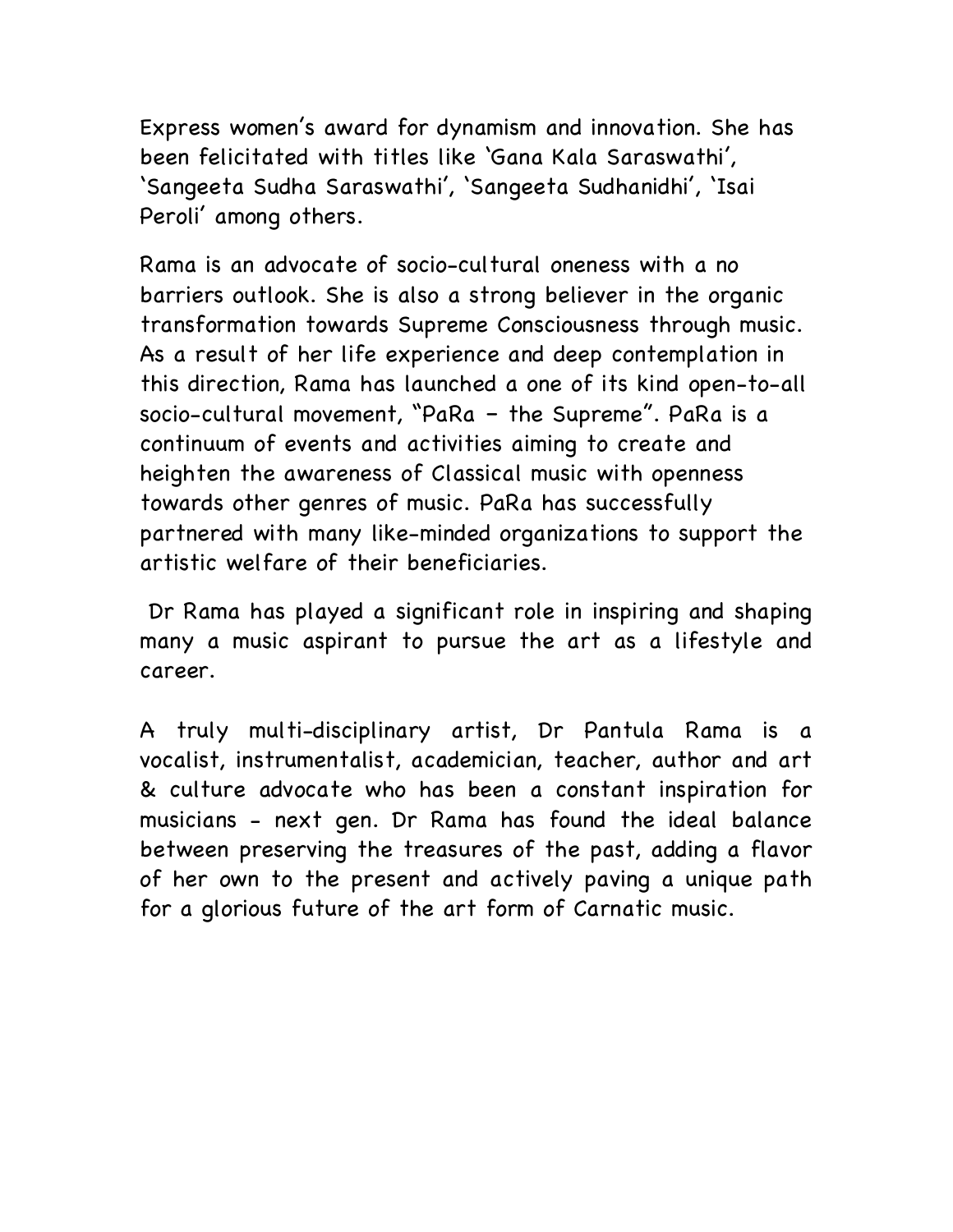Express women's award for dynamism and innovation. She has been felicitated with titles like 'Gana Kala Saraswathi', 'Sangeeta Sudha Saraswathi', 'Sangeeta Sudhanidhi', 'Isai Peroli' among others.

Rama is an advocate of socio-cultural oneness with a no barriers outlook. She is also a strong believer in the organic transformation towards Supreme Consciousness through music. As a result of her life experience and deep contemplation in this direction, Rama has launched a one of its kind open-to-all socio-cultural movement, "PaRa – the Supreme". PaRa is a continuum of events and activities aiming to create and heighten the awareness of Classical music with openness towards other genres of music. PaRa has successfully partnered with many like-minded organizations to support the artistic welfare of their beneficiaries.

Dr Rama has played a significant role in inspiring and shaping many a music aspirant to pursue the art as a lifestyle and career.

A truly multi-disciplinary artist, Dr Pantula Rama is a vocalist, instrumentalist, academician, teacher, author and art & culture advocate who has been a constant inspiration for musicians - next gen. Dr Rama has found the ideal balance between preserving the treasures of the past, adding a flavor of her own to the present and actively paving a unique path for a glorious future of the art form of Carnatic music.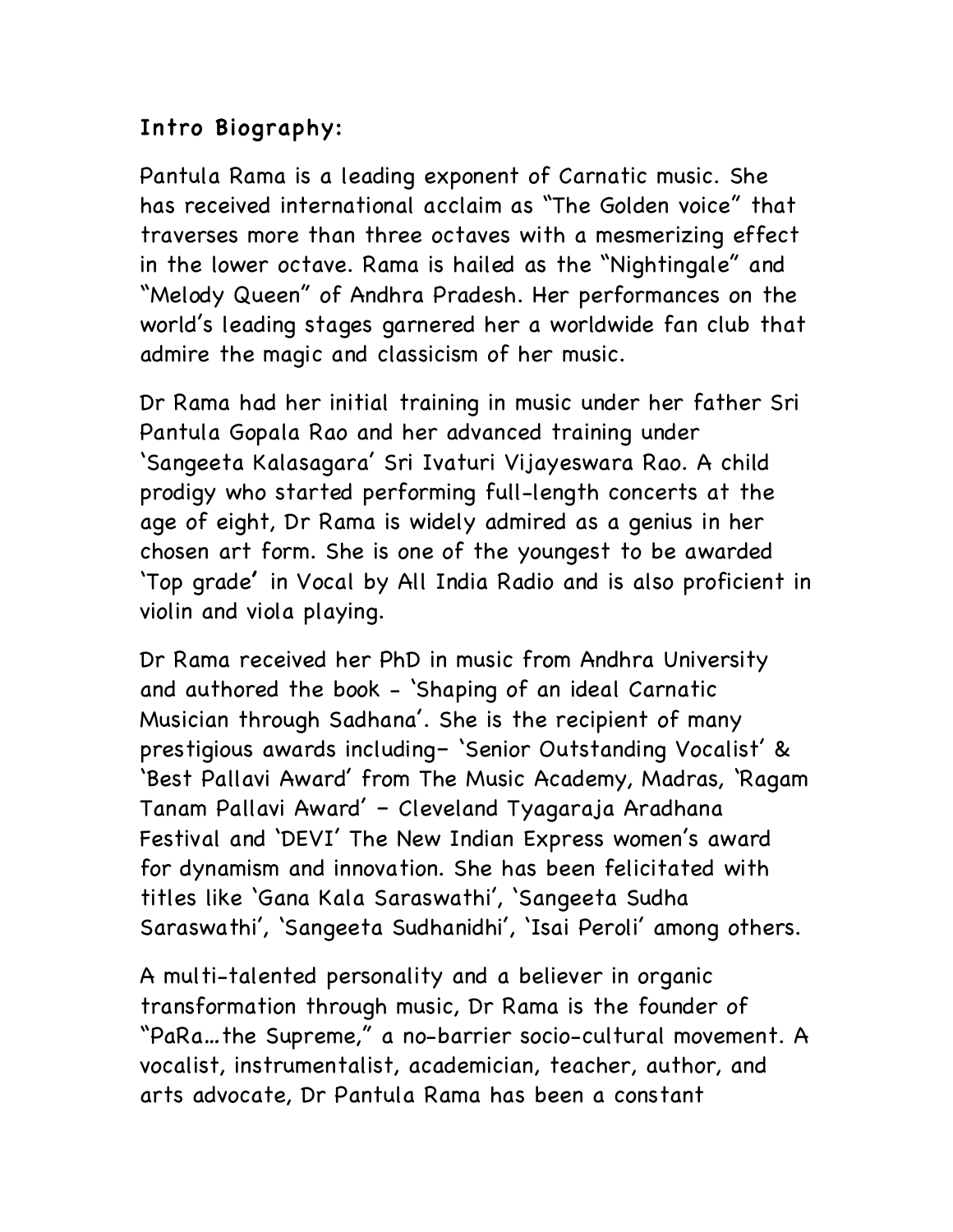## Intro Biography:

Pantula Rama is a leading exponent of Carnatic music. She has received international acclaim as "The Golden voice" that traverses more than three octaves with a mesmerizing effect in the lower octave. Rama is hailed as the "Nightingale" and "Melody Queen" of Andhra Pradesh. Her performances on the world's leading stages garnered her a worldwide fan club that admire the magic and classicism of her music.

Dr Rama had her initial training in music under her father Sri Pantula Gopala Rao and her advanced training under 'Sangeeta Kalasagara' Sri Ivaturi Vijayeswara Rao. A child prodigy who started performing full-length concerts at the age of eight, Dr Rama is widely admired as a genius in her chosen art form. She is one of the youngest to be awarded 'Top grade' in Vocal by All India Radio and is also proficient in violin and viola playing.

Dr Rama received her PhD in music from Andhra University and authored the book - 'Shaping of an ideal Carnatic Musician through Sadhana'. She is the recipient of many prestigious awards including– 'Senior Outstanding Vocalist' & 'Best Pallavi Award' from The Music Academy, Madras, 'Ragam Tanam Pallavi Award' – Cleveland Tyagaraja Aradhana Festival and 'DEVI' The New Indian Express women's award for dynamism and innovation. She has been felicitated with titles like 'Gana Kala Saraswathi', 'Sangeeta Sudha Saraswathi', 'Sangeeta Sudhanidhi', 'Isai Peroli' among others.

A multi-talented personality and a believer in organic transformation through music, Dr Rama is the founder of "PaRa…the Supreme," a no-barrier socio-cultural movement. A vocalist, instrumentalist, academician, teacher, author, and arts advocate, Dr Pantula Rama has been a constant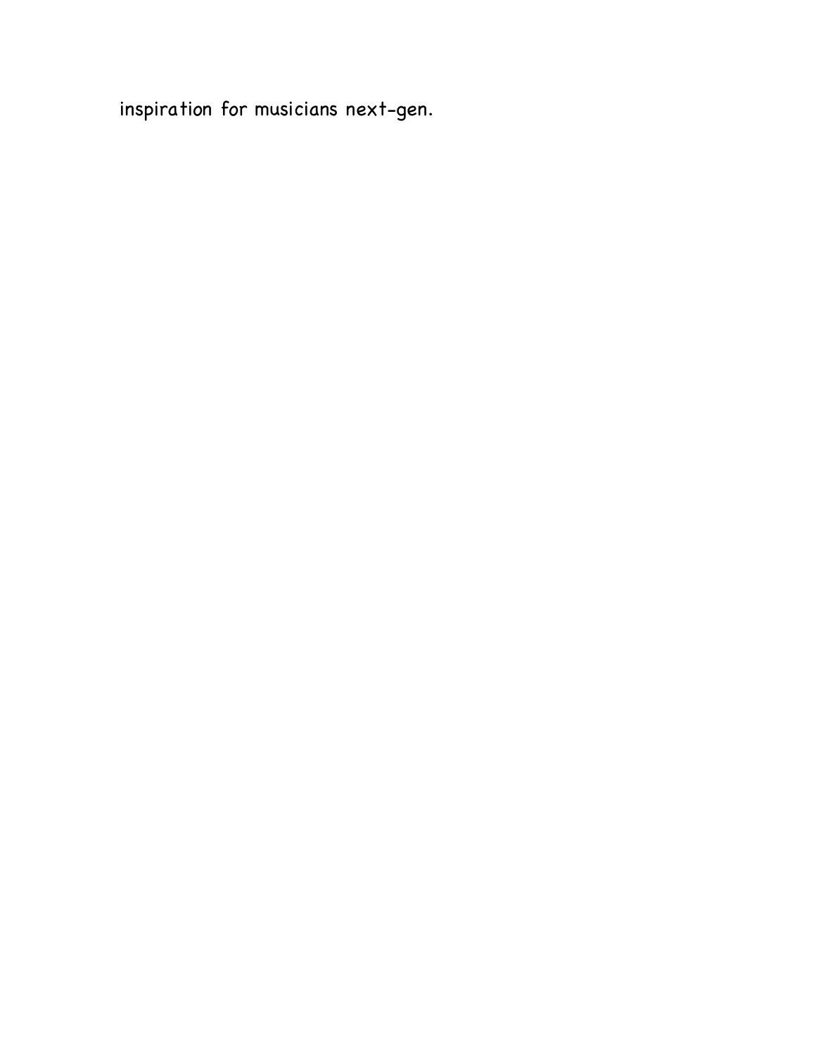inspiration for musicians next-gen.